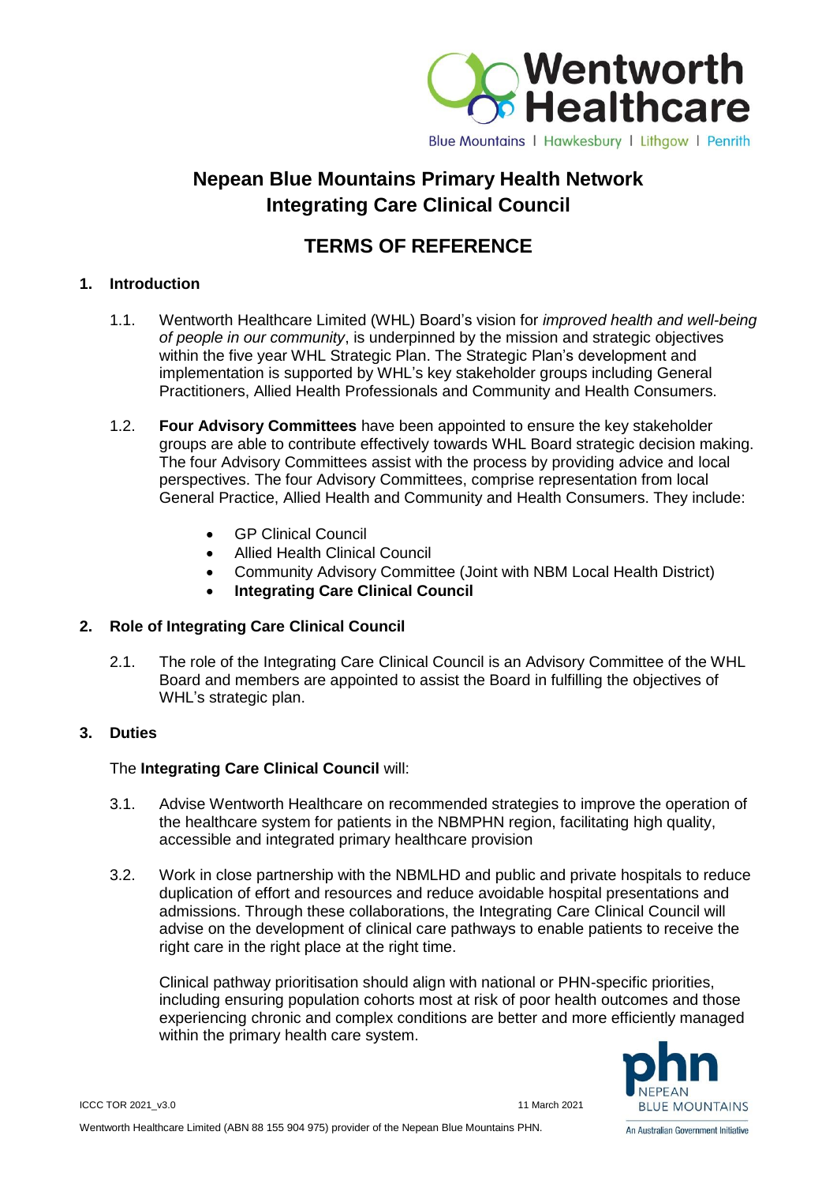# Nepean Blue Mountains Primary Health Network Integrating Care Clinical Council

## TERMS OF REFERENCE

### 1. Introduction

1.1. Wentworth Healthcare Limited (WHL) Board's vision for *improved health and well-being of people in our community*, is underpinned by the mission and strategic objectives within the five year WHL Strategic Plan. The Strategic Plan's development and implementation is supported by WHL's key stakeholder groups including General Practitioners, Allied Health Professionals and Community and Health Consumers.

1.2. **Four Advisory Committees** have been appointed to ensure the key stakeholder groups are able to contribute effectively towards WHL Board strategic decision making. The four Advisory Committees assist with the process by providing advice and local perspectives. The four Advisory Committees, comprise representation from local General Practice, Allied Health and Community and Health Consumers. They include:

- GP Clinical Council
- Allied Health Clinical Council
- Community Advisory Committee (Joint with NBM Local Health District)
- **Integrating Care Clinical Council**

### 2. Role of Integrating Care Clinical Council

2.1. The role of the Integrating Care Clinical Council is an Advisory Committee of the WHL Board and members are appointed to assist the Board in fulfilling the objectives of WHL's strategic plan.

### 3. Duties

The **Integrating Care Clinical Council** will:

3.1. Advise Wentworth Healthcare on recommended strategies to improve the operation of the healthcare system for patients in the NBMPHN region, facilitating high quality, accessible and integrated primary healthcare provision

3.2. Work in close partnership with the NBMLHD and public and private hospitals to reduce duplication of effort and resources and reduce avoidable hospital presentations and admissions. Through these collaborations, the Integrating Care Clinical Council will advise on the development of clinical care pathways to enable patients to receive the right care in the right place at the right time.

Clinical pathway prioritisation should align with national or PHN-specific priorities, including ensuring population cohorts most at risk of poor health outcomes and those experiencing chronic and complex conditions are better and more efficiently managed within the primary health care system.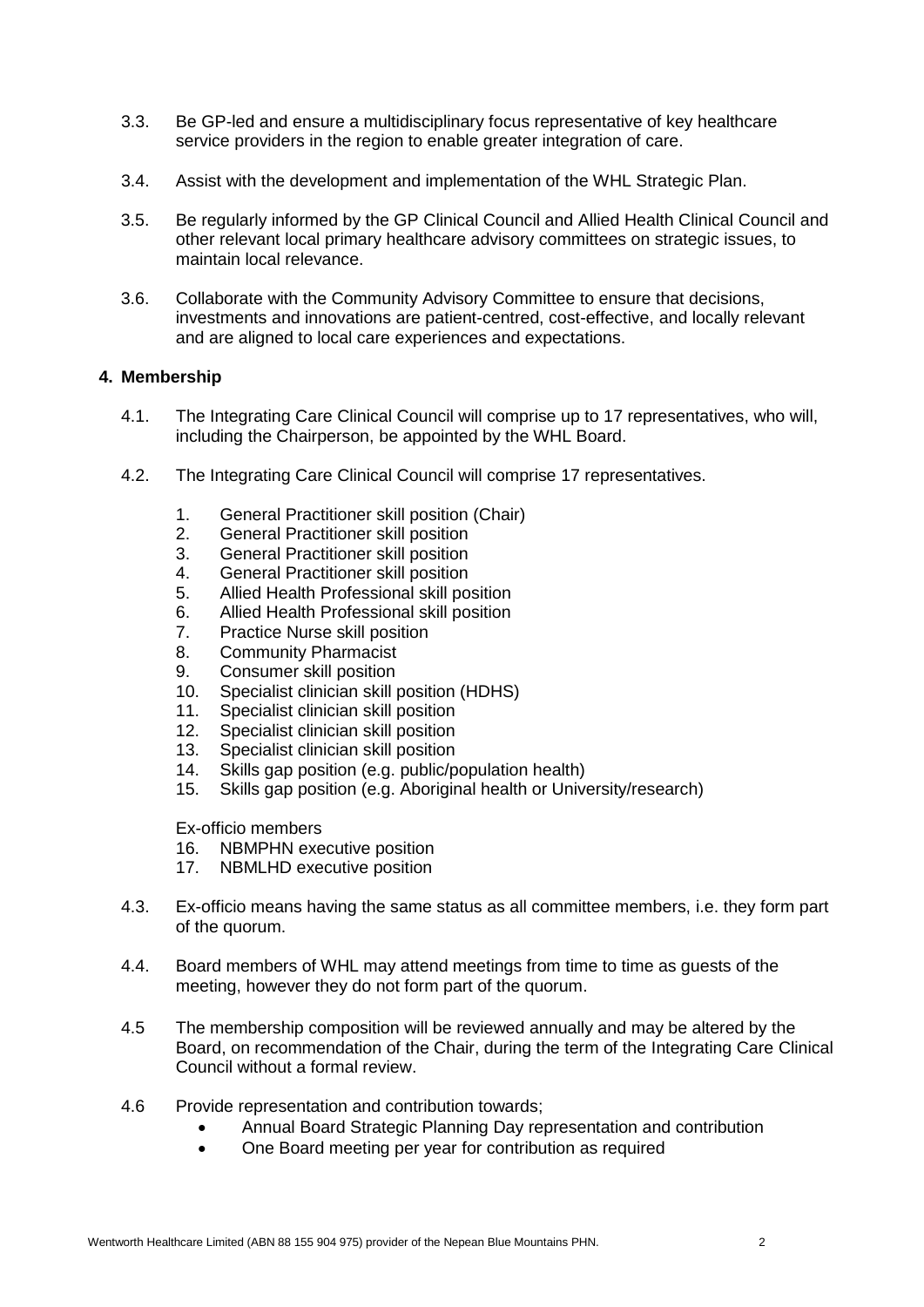3.3. Be GP-led and ensure a multidisciplinary focus representative of key healthcare service providers in the region to enable greater integration of care.

3.4. Assist with the development and implementation of the WHL Strategic Plan.

3.5. Be regularly informed by the GP Clinical Council and Allied Health Clinical Council and other relevant local primary healthcare advisory committees on strategic issues, to maintain local relevance.

3.6. Collaborate with the Community Advisory Committee to ensure that decisions, investments and innovations are patient-centred, cost-effective, and locally relevant and are aligned to local care experiences and expectations.

## 4. Membership

4.1. The Integrating Care Clinical Council will comprise up to 17 representatives, who will, including the Chairperson, be appointed by the WHL Board.

4.2. The Integrating Care Clinical Council will comprise 17 representatives.

1. General Practitioner skill position (Chair)
2. General Practitioner skill position
3. General Practitioner skill position
4. General Practitioner skill position
5. Allied Health Professional skill position
6. Allied Health Professional skill position
7. Practice Nurse skill position
8. Community Pharmacist
9. Consumer skill position
10. Specialist clinician skill position (HDHS)
11. Specialist clinician skill position
12. Specialist clinician skill position
13. Specialist clinician skill position
14. Skills gap position (e.g. public/population health)
15. Skills gap position (e.g. Aboriginal health or University/research)

Ex-officio members

16. NBMPHN executive position
17. NBMLHD executive position

4.3. Ex-officio means having the same status as all committee members, i.e. they form part of the quorum.

4.4. Board members of WHL may attend meetings from time to time as guests of the meeting, however they do not form part of the quorum.

4.5 The membership composition will be reviewed annually and may be altered by the Board, on recommendation of the Chair, during the term of the Integrating Care Clinical Council without a formal review.

4.6 Provide representation and contribution towards;

- Annual Board Strategic Planning Day representation and contribution
- One Board meeting per year for contribution as required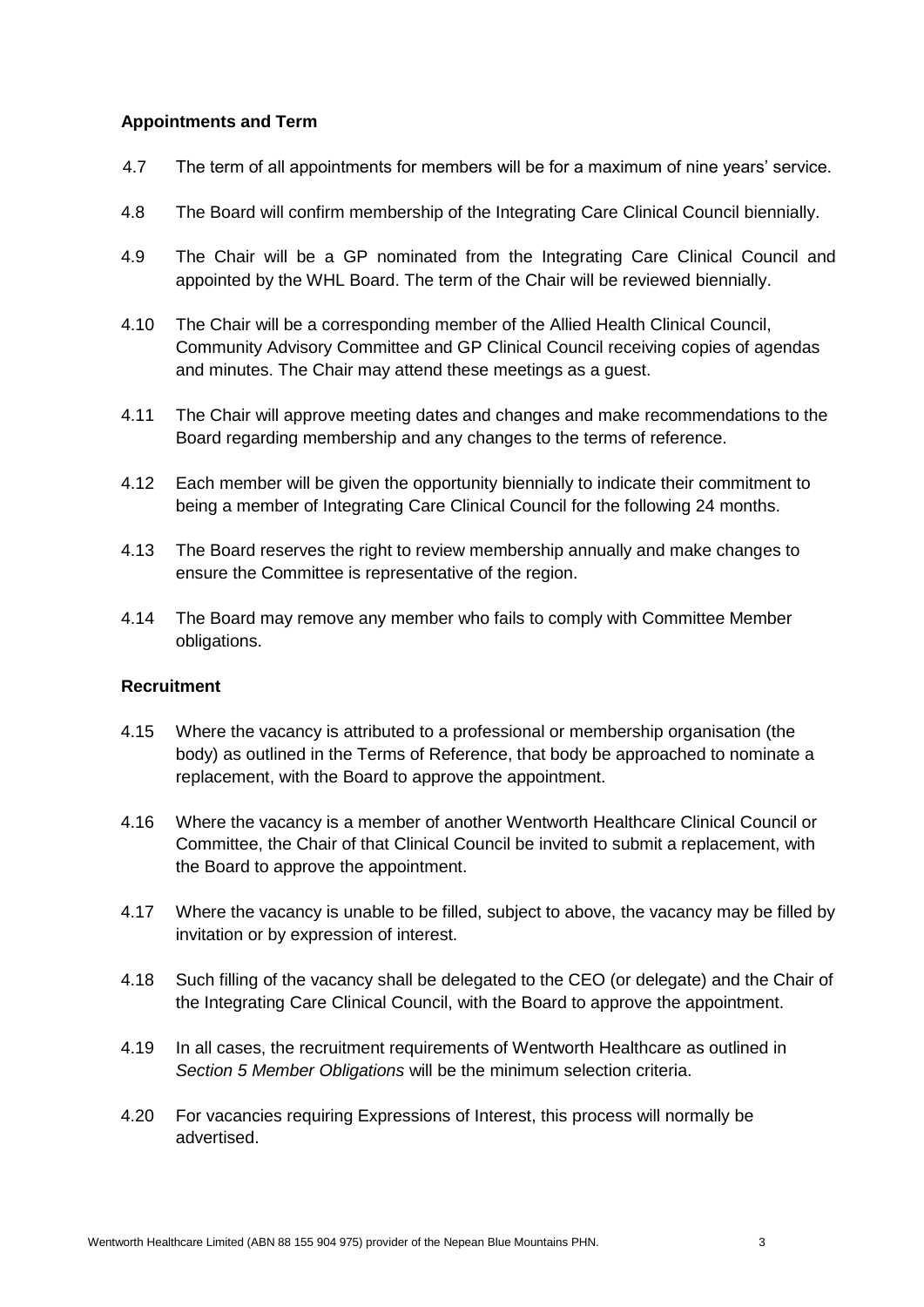### Appointments and Term

4.7 The term of all appointments for members will be for a maximum of nine years' service.

4.8 The Board will confirm membership of the Integrating Care Clinical Council biennially.

4.9 The Chair will be a GP nominated from the Integrating Care Clinical Council and appointed by the WHL Board. The term of the Chair will be reviewed biennially.

4.10 The Chair will be a corresponding member of the Allied Health Clinical Council, Community Advisory Committee and GP Clinical Council receiving copies of agendas and minutes. The Chair may attend these meetings as a guest.

4.11 The Chair will approve meeting dates and changes and make recommendations to the Board regarding membership and any changes to the terms of reference.

4.12 Each member will be given the opportunity biennially to indicate their commitment to being a member of Integrating Care Clinical Council for the following 24 months.

4.13 The Board reserves the right to review membership annually and make changes to ensure the Committee is representative of the region.

4.14 The Board may remove any member who fails to comply with Committee Member obligations.

### Recruitment

4.15 Where the vacancy is attributed to a professional or membership organisation (the body) as outlined in the Terms of Reference, that body be approached to nominate a replacement, with the Board to approve the appointment.

4.16 Where the vacancy is a member of another Wentworth Healthcare Clinical Council or Committee, the Chair of that Clinical Council be invited to submit a replacement, with the Board to approve the appointment.

4.17 Where the vacancy is unable to be filled, subject to above, the vacancy may be filled by invitation or by expression of interest.

4.18 Such filling of the vacancy shall be delegated to the CEO (or delegate) and the Chair of the Integrating Care Clinical Council, with the Board to approve the appointment.

4.19 In all cases, the recruitment requirements of Wentworth Healthcare as outlined in *Section 5 Member Obligations* will be the minimum selection criteria.

4.20 For vacancies requiring Expressions of Interest, this process will normally be advertised.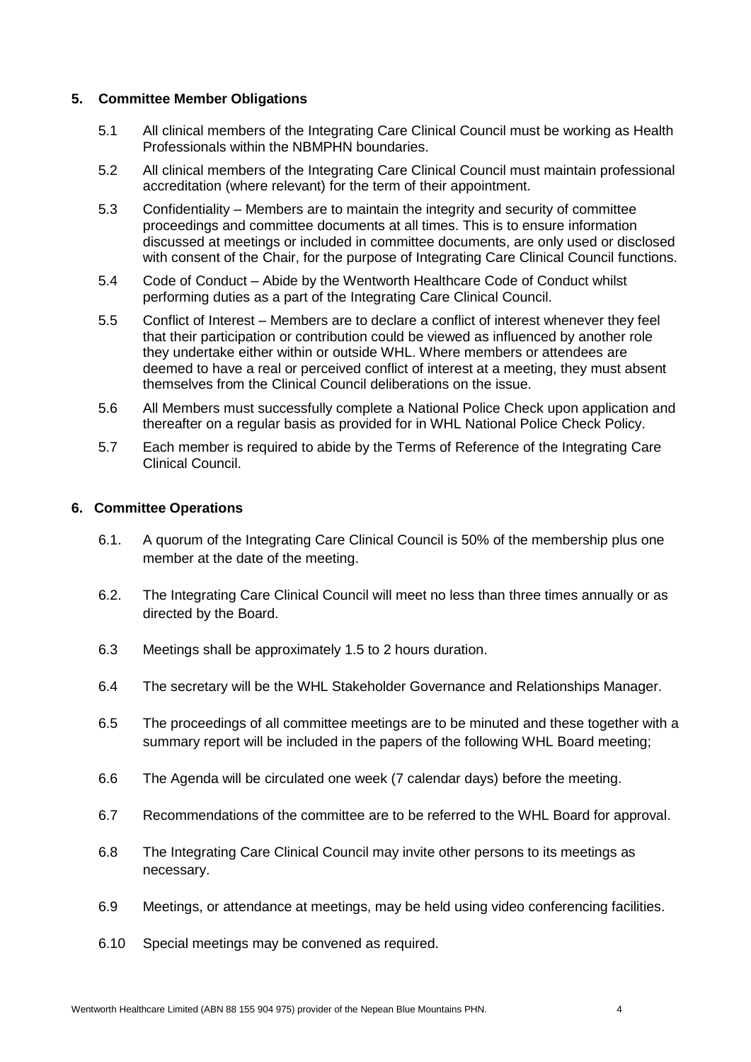## 5. Committee Member Obligations

5.1 All clinical members of the Integrating Care Clinical Council must be working as Health Professionals within the NBMPHN boundaries.

5.2 All clinical members of the Integrating Care Clinical Council must maintain professional accreditation (where relevant) for the term of their appointment.

5.3 Confidentiality – Members are to maintain the integrity and security of committee proceedings and committee documents at all times. This is to ensure information discussed at meetings or included in committee documents, are only used or disclosed with consent of the Chair, for the purpose of Integrating Care Clinical Council functions.

5.4 Code of Conduct – Abide by the Wentworth Healthcare Code of Conduct whilst performing duties as a part of the Integrating Care Clinical Council.

5.5 Conflict of Interest – Members are to declare a conflict of interest whenever they feel that their participation or contribution could be viewed as influenced by another role they undertake either within or outside WHL. Where members or attendees are deemed to have a real or perceived conflict of interest at a meeting, they must absent themselves from the Clinical Council deliberations on the issue.

5.6 All Members must successfully complete a National Police Check upon application and thereafter on a regular basis as provided for in WHL National Police Check Policy.

5.7 Each member is required to abide by the Terms of Reference of the Integrating Care Clinical Council.

## 6. Committee Operations

6.1. A quorum of the Integrating Care Clinical Council is 50% of the membership plus one member at the date of the meeting.

6.2. The Integrating Care Clinical Council will meet no less than three times annually or as directed by the Board.

6.3 Meetings shall be approximately 1.5 to 2 hours duration.

6.4 The secretary will be the WHL Stakeholder Governance and Relationships Manager.

6.5 The proceedings of all committee meetings are to be minuted and these together with a summary report will be included in the papers of the following WHL Board meeting;

6.6 The Agenda will be circulated one week (7 calendar days) before the meeting.

6.7 Recommendations of the committee are to be referred to the WHL Board for approval.

6.8 The Integrating Care Clinical Council may invite other persons to its meetings as necessary.

6.9 Meetings, or attendance at meetings, may be held using video conferencing facilities.

6.10 Special meetings may be convened as required.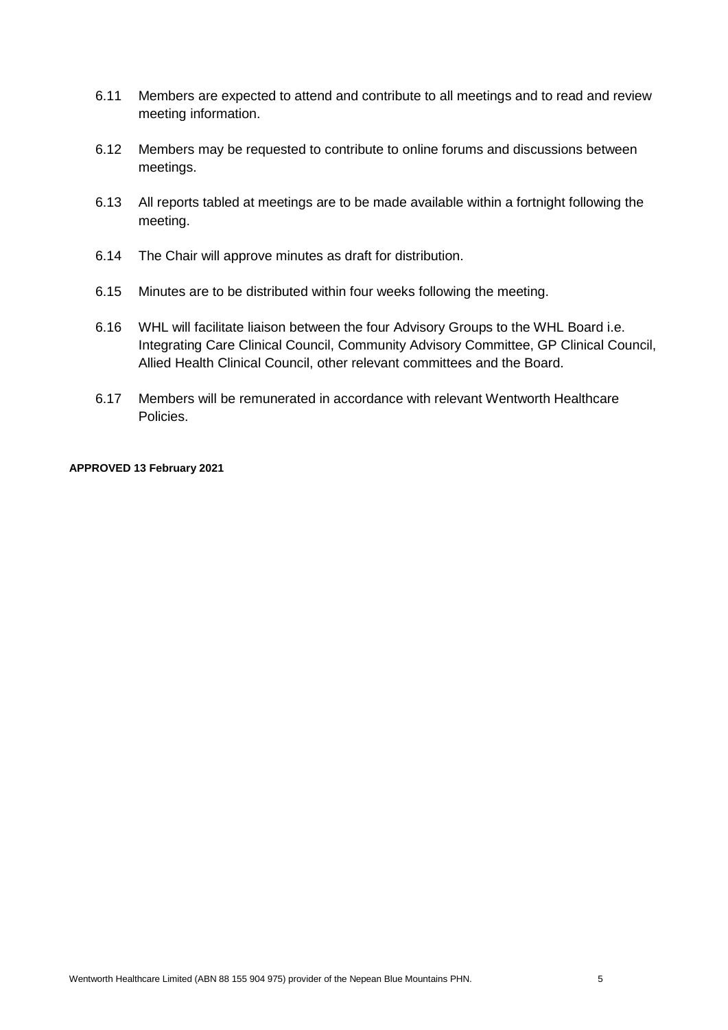6.11 Members are expected to attend and contribute to all meetings and to read and review meeting information.

6.12 Members may be requested to contribute to online forums and discussions between meetings.

6.13 All reports tabled at meetings are to be made available within a fortnight following the meeting.

6.14 The Chair will approve minutes as draft for distribution.

6.15 Minutes are to be distributed within four weeks following the meeting.

6.16 WHL will facilitate liaison between the four Advisory Groups to the WHL Board i.e. Integrating Care Clinical Council, Community Advisory Committee, GP Clinical Council, Allied Health Clinical Council, other relevant committees and the Board.

6.17 Members will be remunerated in accordance with relevant Wentworth Healthcare Policies.

**APPROVED 13 February 2021**